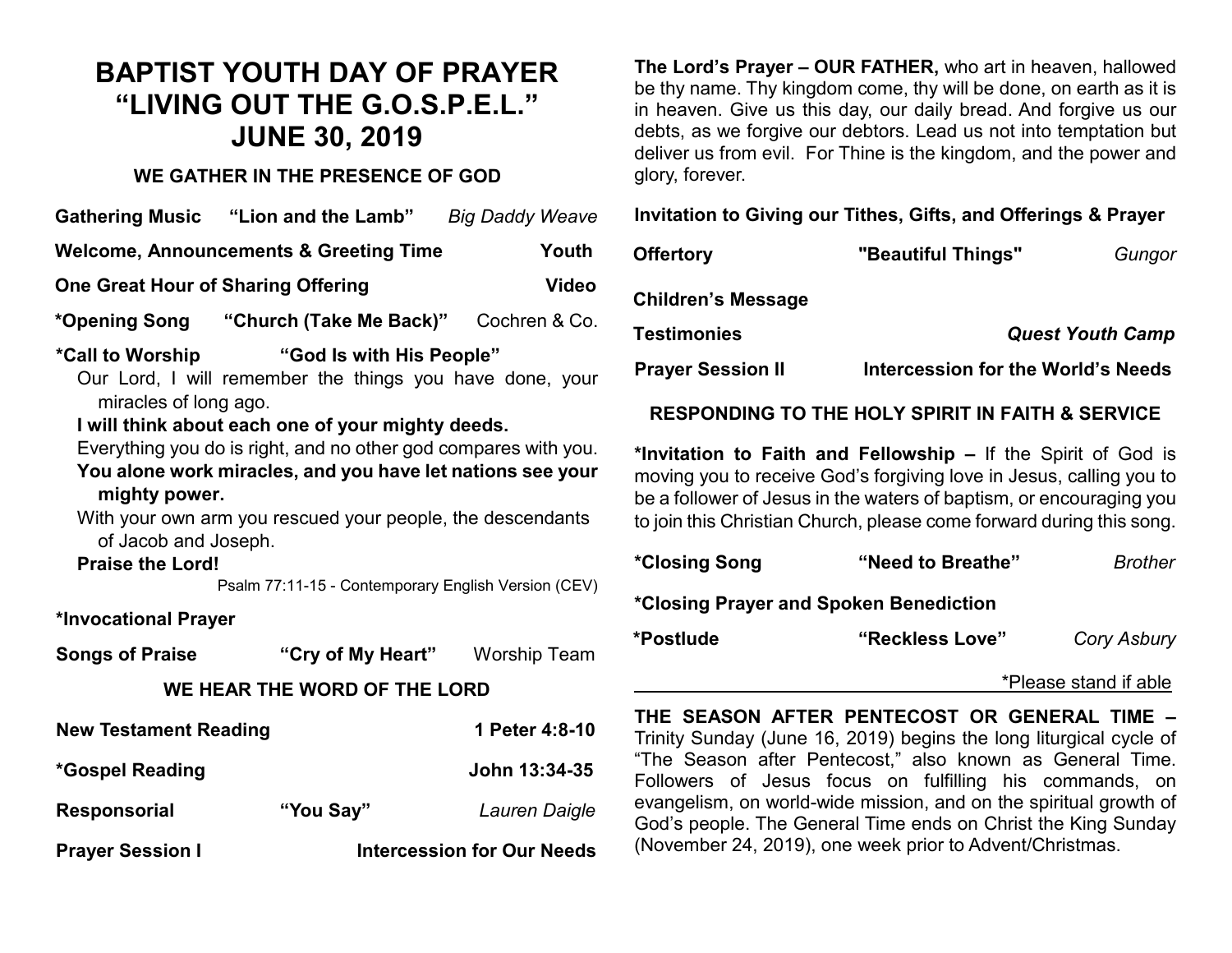# BAPTIST YOUTH DAY OF PRAYER
# "LIVING OUT THE G.O.S.P.E.L."
# JUNE 30, 2019

## WE GATHER IN THE PRESENCE OF GOD

**Gathering Music** **"Lion and the Lamb"** *Big Daddy Weave*

**Welcome, Announcements & Greeting Time** **Youth**

**One Great Hour of Sharing Offering** **Video**

**\*Opening Song** **"Church (Take Me Back)"** Cochren & Co.

**\*Call to Worship** **"God Is with His People"**

Our Lord, I will remember the things you have done, your miracles of long ago.

**I will think about each one of your mighty deeds.**

Everything you do is right, and no other god compares with you.

**You alone work miracles, and you have let nations see your mighty power.**

With your own arm you rescued your people, the descendants of Jacob and Joseph.

**Praise the Lord!**

Psalm 77:11-15 - Contemporary English Version (CEV)

**\*Invocational Prayer**

**Songs of Praise** **"Cry of My Heart"** Worship Team

## WE HEAR THE WORD OF THE LORD

**New Testament Reading** **1 Peter 4:8-10**

**\*Gospel Reading** **John 13:34-35**

**Responsorial** **"You Say"** *Lauren Daigle*

**Prayer Session I** **Intercession for Our Needs**

**The Lord's Prayer – OUR FATHER,** who art in heaven, hallowed be thy name. Thy kingdom come, thy will be done, on earth as it is in heaven. Give us this day, our daily bread. And forgive us our debts, as we forgive our debtors. Lead us not into temptation but deliver us from evil. For Thine is the kingdom, and the power and glory, forever.

**Invitation to Giving our Tithes, Gifts, and Offerings & Prayer**

**Offertory** **"Beautiful Things"** *Gungor*

**Children's Message**

**Testimonies** ***Quest Youth Camp***

**Prayer Session II** **Intercession for the World's Needs**

## RESPONDING TO THE HOLY SPIRIT IN FAITH & SERVICE

**\*Invitation to Faith and Fellowship –** If the Spirit of God is moving you to receive God's forgiving love in Jesus, calling you to be a follower of Jesus in the waters of baptism, or encouraging you to join this Christian Church, please come forward during this song.

**\*Closing Song** **"Need to Breathe"** *Brother*

**\*Closing Prayer and Spoken Benediction**

**\*Postlude** **"Reckless Love"** *Cory Asbury*

\*Please stand if able

**THE SEASON AFTER PENTECOST OR GENERAL TIME –** Trinity Sunday (June 16, 2019) begins the long liturgical cycle of "The Season after Pentecost," also known as General Time. Followers of Jesus focus on fulfilling his commands, on evangelism, on world-wide mission, and on the spiritual growth of God's people. The General Time ends on Christ the King Sunday (November 24, 2019), one week prior to Advent/Christmas.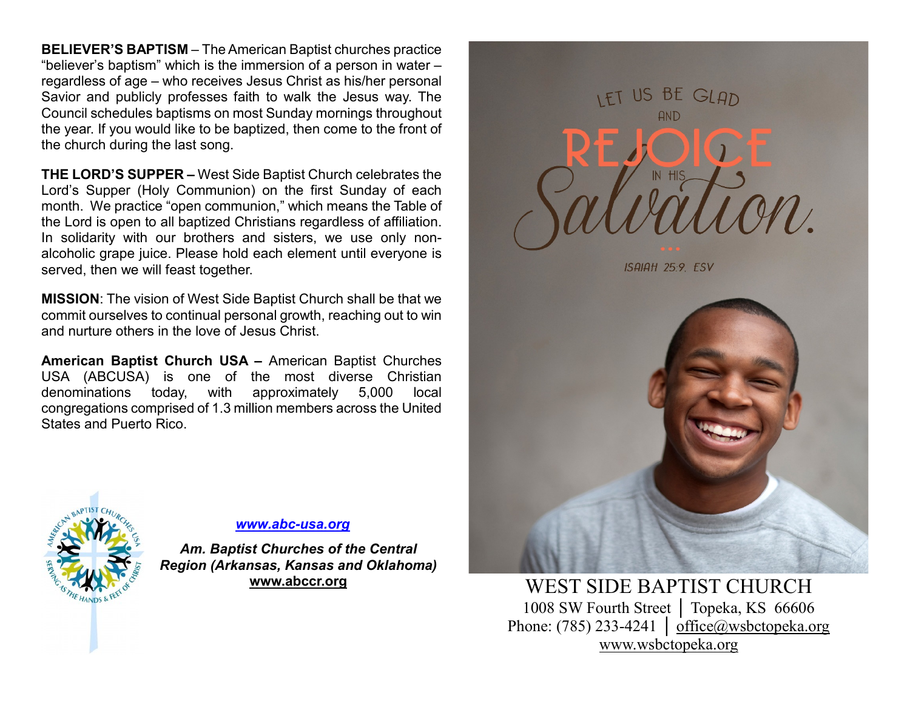**BELIEVER'S BAPTISM** – The American Baptist churches practice "believer's baptism" which is the immersion of a person in water – regardless of age – who receives Jesus Christ as his/her personal Savior and publicly professes faith to walk the Jesus way. The Council schedules baptisms on most Sunday mornings throughout the year. If you would like to be baptized, then come to the front of the church during the last song.

**THE LORD'S SUPPER –** West Side Baptist Church celebrates the Lord's Supper (Holy Communion) on the first Sunday of each month. We practice "open communion," which means the Table of the Lord is open to all baptized Christians regardless of affiliation. In solidarity with our brothers and sisters, we use only non-alcoholic grape juice. Please hold each element until everyone is served, then we will feast together.

**MISSION**: The vision of West Side Baptist Church shall be that we commit ourselves to continual personal growth, reaching out to win and nurture others in the love of Jesus Christ.

**American Baptist Church USA –** American Baptist Churches USA (ABCUSA) is one of the most diverse Christian denominations today, with approximately 5,000 local congregations comprised of 1.3 million members across the United States and Puerto Rico.

AMERICAN BAPTIST CHURCHES USA
SERVING AS THE HANDS & FEET OF CHRIST

***www.abc-usa.org***

***Am. Baptist Churches of the Central Region (Arkansas, Kansas and Oklahoma)***
**www.abccr.org**

LET US BE GLAD AND REJOICE IN HIS Salvation.

ISAIAH 25:9, ESV

WEST SIDE BAPTIST CHURCH
1008 SW Fourth Street | Topeka, KS 66606
Phone: (785) 233-4241 | office@wsbctopeka.org
www.wsbctopeka.org